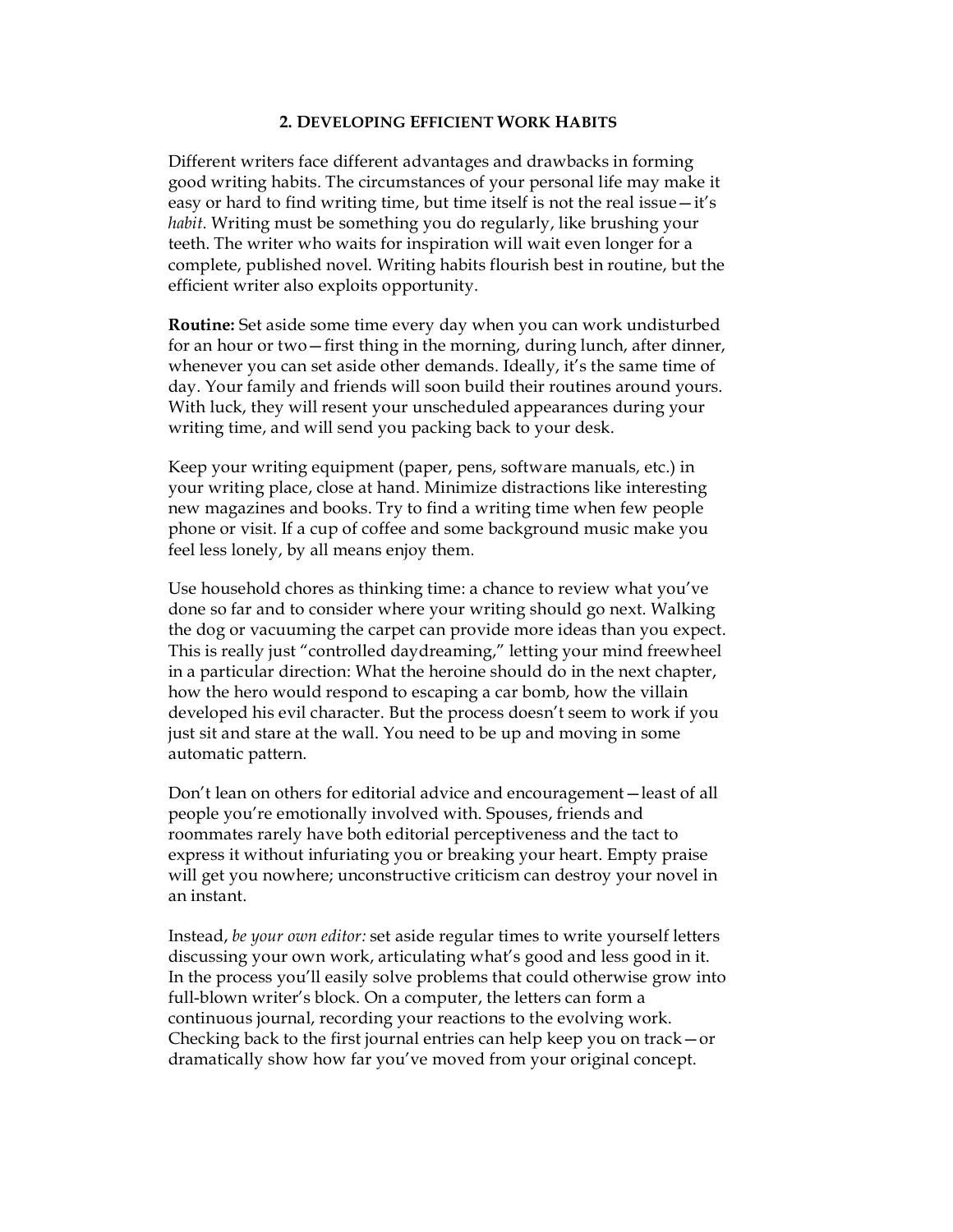## 2. DEVELOPING EFFICIENT WORK HABITS

Different writers face different advantages and drawbacks in forming good writing habits. The circumstances of your personal life may make it easy or hard to find writing time, but time itself is not the real issue—it's *habit*. Writing must be something you do regularly, like brushing your teeth. The writer who waits for inspiration will wait even longer for a complete, published novel. Writing habits flourish best in routine, but the efficient writer also exploits opportunity.

**Routine:** Set aside some time every day when you can work undisturbed for an hour or two—first thing in the morning, during lunch, after dinner, whenever you can set aside other demands. Ideally, it's the same time of day. Your family and friends will soon build their routines around yours. With luck, they will resent your unscheduled appearances during your writing time, and will send you packing back to your desk.

Keep your writing equipment (paper, pens, software manuals, etc.) in your writing place, close at hand. Minimize distractions like interesting new magazines and books. Try to find a writing time when few people phone or visit. If a cup of coffee and some background music make you feel less lonely, by all means enjoy them.

Use household chores as thinking time: a chance to review what you've done so far and to consider where your writing should go next. Walking the dog or vacuuming the carpet can provide more ideas than you expect. This is really just "controlled daydreaming," letting your mind freewheel in a particular direction: What the heroine should do in the next chapter, how the hero would respond to escaping a car bomb, how the villain developed his evil character. But the process doesn't seem to work if you just sit and stare at the wall. You need to be up and moving in some automatic pattern.

Don't lean on others for editorial advice and encouragement—least of all people you're emotionally involved with. Spouses, friends and roommates rarely have both editorial perceptiveness and the tact to express it without infuriating you or breaking your heart. Empty praise will get you nowhere; unconstructive criticism can destroy your novel in an instant.

Instead, *be your own editor:* set aside regular times to write yourself letters discussing your own work, articulating what's good and less good in it. In the process you'll easily solve problems that could otherwise grow into full-blown writer's block. On a computer, the letters can form a continuous journal, recording your reactions to the evolving work. Checking back to the first journal entries can help keep you on track—or dramatically show how far you've moved from your original concept.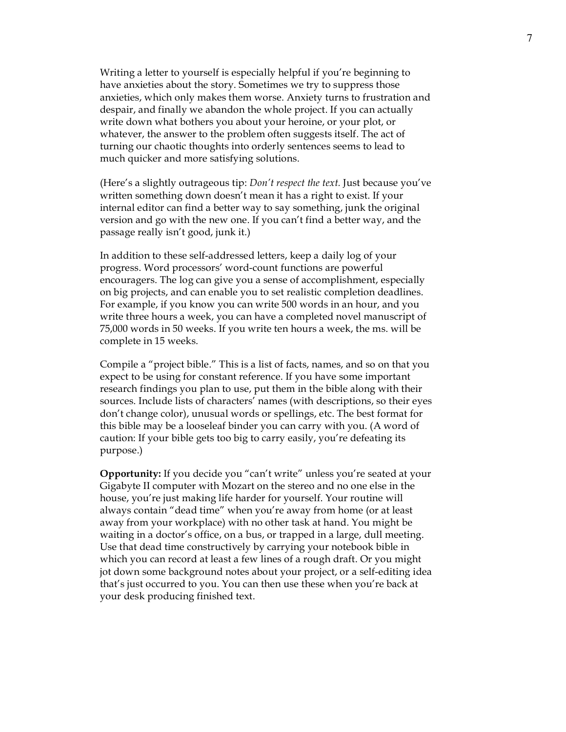Writing a letter to yourself is especially helpful if you're beginning to have anxieties about the story. Sometimes we try to suppress those anxieties, which only makes them worse. Anxiety turns to frustration and despair, and finally we abandon the whole project. If you can actually write down what bothers you about your heroine, or your plot, or whatever, the answer to the problem often suggests itself. The act of turning our chaotic thoughts into orderly sentences seems to lead to much quicker and more satisfying solutions.

(Here's a slightly outrageous tip: *Don't respect the text.* Just because you've written something down doesn't mean it has a right to exist. If your internal editor can find a better way to say something, junk the original version and go with the new one. If you can't find a better way, and the passage really isn't good, junk it.)

In addition to these self-addressed letters, keep a daily log of your progress. Word processors' word-count functions are powerful encouragers. The log can give you a sense of accomplishment, especially on big projects, and can enable you to set realistic completion deadlines. For example, if you know you can write 500 words in an hour, and you write three hours a week, you can have a completed novel manuscript of 75,000 words in 50 weeks. If you write ten hours a week, the ms. will be complete in 15 weeks.

Compile a "project bible." This is a list of facts, names, and so on that you expect to be using for constant reference. If you have some important research findings you plan to use, put them in the bible along with their sources. Include lists of characters' names (with descriptions, so their eyes don't change color), unusual words or spellings, etc. The best format for this bible may be a looseleaf binder you can carry with you. (A word of caution: If your bible gets too big to carry easily, you're defeating its purpose.)

**Opportunity:** If you decide you "can't write" unless you're seated at your Gigabyte II computer with Mozart on the stereo and no one else in the house, you're just making life harder for yourself. Your routine will always contain "dead time" when you're away from home (or at least away from your workplace) with no other task at hand. You might be waiting in a doctor's office, on a bus, or trapped in a large, dull meeting. Use that dead time constructively by carrying your notebook bible in which you can record at least a few lines of a rough draft. Or you might jot down some background notes about your project, or a self-editing idea that's just occurred to you. You can then use these when you're back at your desk producing finished text.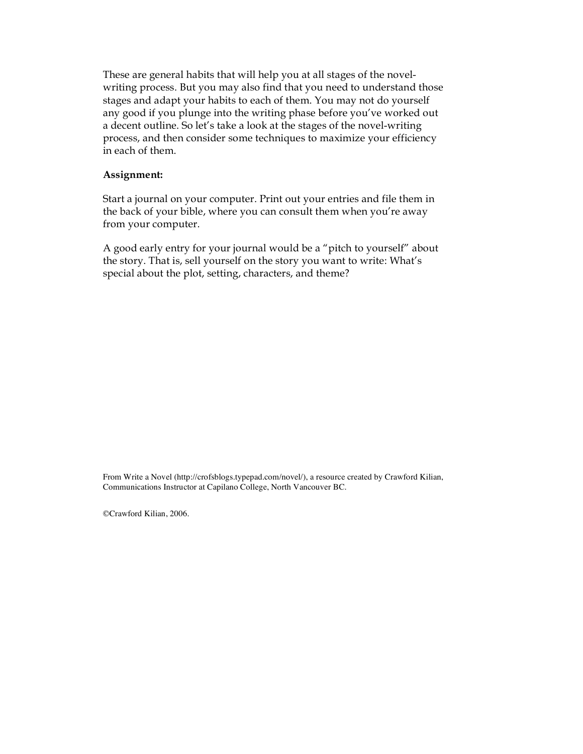These are general habits that will help you at all stages of the novel-writing process. But you may also find that you need to understand those stages and adapt your habits to each of them. You may not do yourself any good if you plunge into the writing phase before you've worked out a decent outline. So let's take a look at the stages of the novel-writing process, and then consider some techniques to maximize your efficiency in each of them.

**Assignment:**

Start a journal on your computer. Print out your entries and file them in the back of your bible, where you can consult them when you're away from your computer.

A good early entry for your journal would be a "pitch to yourself" about the story. That is, sell yourself on the story you want to write: What's special about the plot, setting, characters, and theme?

From Write a Novel (http://crofsblogs.typepad.com/novel/), a resource created by Crawford Kilian, Communications Instructor at Capilano College, North Vancouver BC.

©Crawford Kilian, 2006.